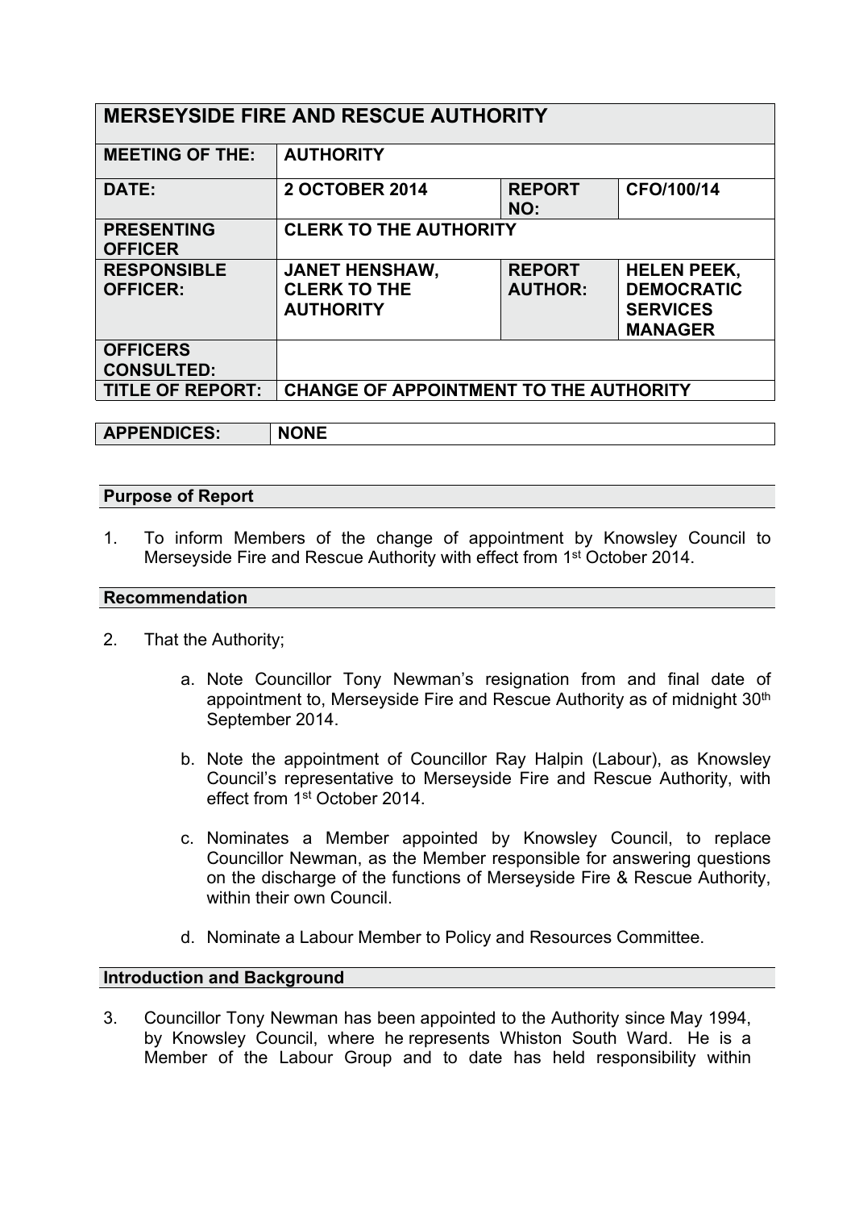| MERSEYSIDE FIRE AND RESCUE AUTHORITY | | | |
|---|---|---|---|
| **MEETING OF THE:** | **AUTHORITY** | | |
| **DATE:** | **2 OCTOBER 2014** | **REPORT NO:** | **CFO/100/14** |
| **PRESENTING OFFICER** | **CLERK TO THE AUTHORITY** | | |
| **RESPONSIBLE OFFICER:** | **JANET HENSHAW, CLERK TO THE AUTHORITY** | **REPORT AUTHOR:** | **HELEN PEEK, DEMOCRATIC SERVICES MANAGER** |
| **OFFICERS CONSULTED:** | | | |
| **TITLE OF REPORT:** | **CHANGE OF APPOINTMENT TO THE AUTHORITY** | | |

| APPENDICES: | NONE |
|---|---|

## Purpose of Report

1. To inform Members of the change of appointment by Knowsley Council to Merseyside Fire and Rescue Authority with effect from 1st October 2014.

## Recommendation

2. That the Authority;

   a. Note Councillor Tony Newman's resignation from and final date of appointment to, Merseyside Fire and Rescue Authority as of midnight 30th September 2014.

   b. Note the appointment of Councillor Ray Halpin (Labour), as Knowsley Council's representative to Merseyside Fire and Rescue Authority, with effect from 1st October 2014.

   c. Nominates a Member appointed by Knowsley Council, to replace Councillor Newman, as the Member responsible for answering questions on the discharge of the functions of Merseyside Fire & Rescue Authority, within their own Council.

   d. Nominate a Labour Member to Policy and Resources Committee.

## Introduction and Background

3. Councillor Tony Newman has been appointed to the Authority since May 1994, by Knowsley Council, where he represents Whiston South Ward. He is a Member of the Labour Group and to date has held responsibility within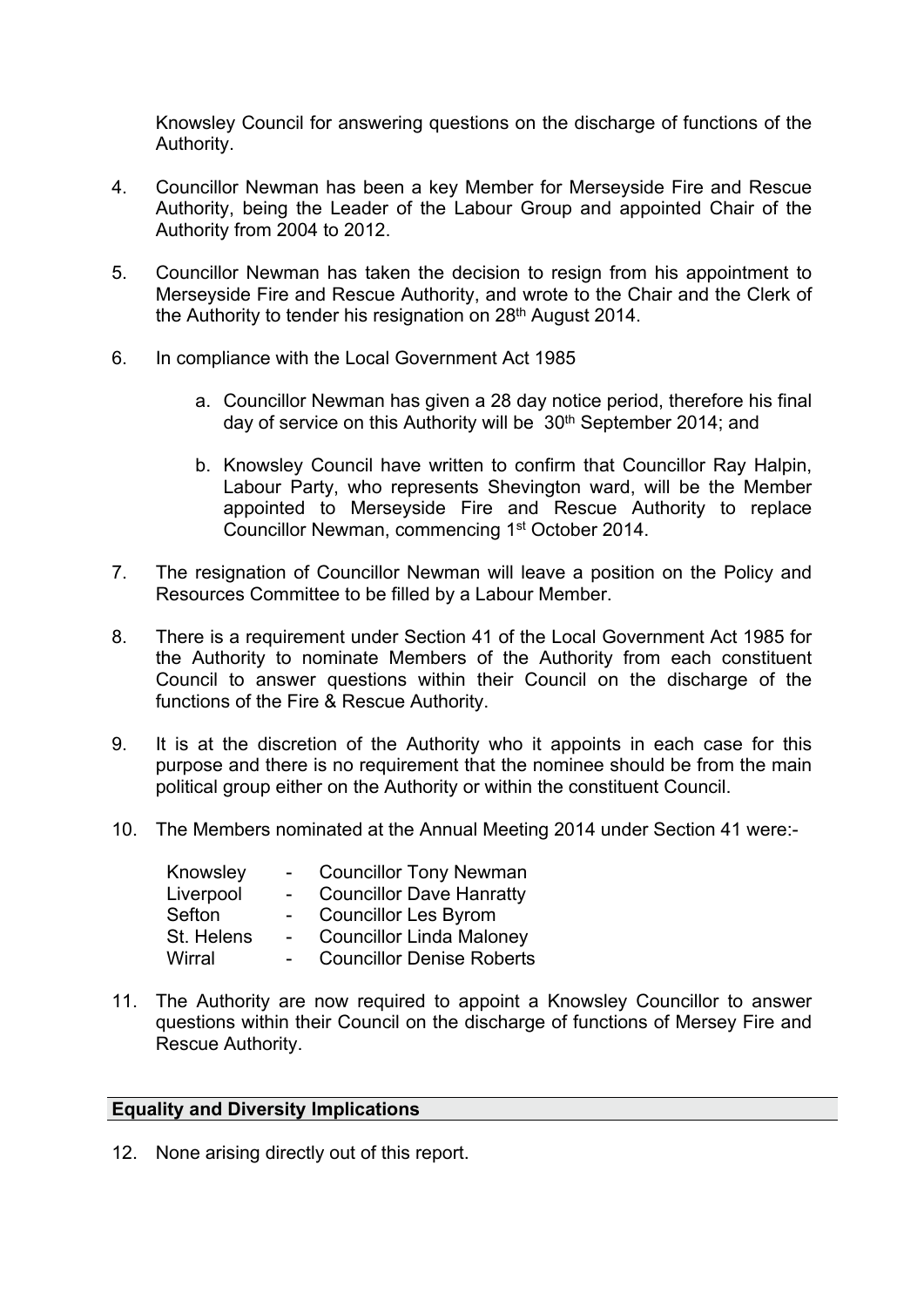Knowsley Council for answering questions on the discharge of functions of the Authority.

4. Councillor Newman has been a key Member for Merseyside Fire and Rescue Authority, being the Leader of the Labour Group and appointed Chair of the Authority from 2004 to 2012.

5. Councillor Newman has taken the decision to resign from his appointment to Merseyside Fire and Rescue Authority, and wrote to the Chair and the Clerk of the Authority to tender his resignation on 28th August 2014.

6. In compliance with the Local Government Act 1985

   a. Councillor Newman has given a 28 day notice period, therefore his final day of service on this Authority will be 30th September 2014; and

   b. Knowsley Council have written to confirm that Councillor Ray Halpin, Labour Party, who represents Shevington ward, will be the Member appointed to Merseyside Fire and Rescue Authority to replace Councillor Newman, commencing 1st October 2014.

7. The resignation of Councillor Newman will leave a position on the Policy and Resources Committee to be filled by a Labour Member.

8. There is a requirement under Section 41 of the Local Government Act 1985 for the Authority to nominate Members of the Authority from each constituent Council to answer questions within their Council on the discharge of the functions of the Fire & Rescue Authority.

9. It is at the discretion of the Authority who it appoints in each case for this purpose and there is no requirement that the nominee should be from the main political group either on the Authority or within the constituent Council.

10. The Members nominated at the Annual Meeting 2014 under Section 41 were:-

| | | |
|---|---|---|
| Knowsley | - | Councillor Tony Newman |
| Liverpool | - | Councillor Dave Hanratty |
| Sefton | - | Councillor Les Byrom |
| St. Helens | - | Councillor Linda Maloney |
| Wirral | - | Councillor Denise Roberts |

11. The Authority are now required to appoint a Knowsley Councillor to answer questions within their Council on the discharge of functions of Mersey Fire and Rescue Authority.

## Equality and Diversity Implications

12. None arising directly out of this report.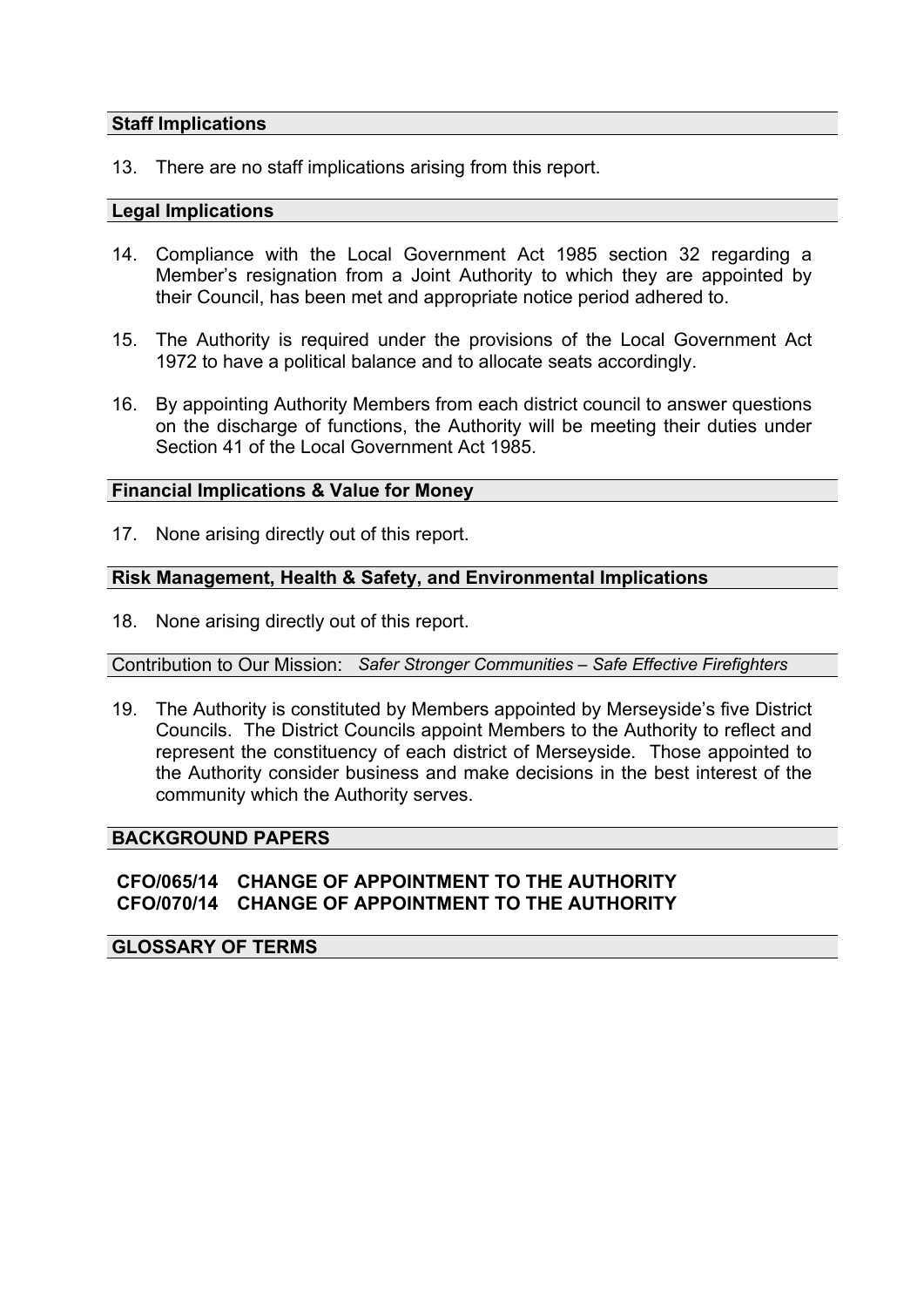## Staff Implications

13. There are no staff implications arising from this report.

## Legal Implications

14. Compliance with the Local Government Act 1985 section 32 regarding a Member's resignation from a Joint Authority to which they are appointed by their Council, has been met and appropriate notice period adhered to.

15. The Authority is required under the provisions of the Local Government Act 1972 to have a political balance and to allocate seats accordingly.

16. By appointing Authority Members from each district council to answer questions on the discharge of functions, the Authority will be meeting their duties under Section 41 of the Local Government Act 1985.

## Financial Implications & Value for Money

17. None arising directly out of this report.

## Risk Management, Health & Safety, and Environmental Implications

18. None arising directly out of this report.

## Contribution to Our Mission: *Safer Stronger Communities – Safe Effective Firefighters*

19. The Authority is constituted by Members appointed by Merseyside's five District Councils. The District Councils appoint Members to the Authority to reflect and represent the constituency of each district of Merseyside. Those appointed to the Authority consider business and make decisions in the best interest of the community which the Authority serves.

## BACKGROUND PAPERS

**CFO/065/14 CHANGE OF APPOINTMENT TO THE AUTHORITY**
**CFO/070/14 CHANGE OF APPOINTMENT TO THE AUTHORITY**

## GLOSSARY OF TERMS